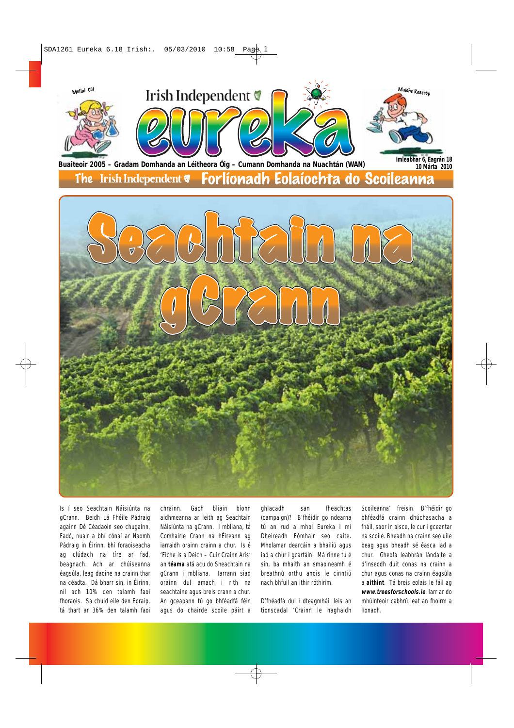Mollaí Cúl

# Irish Independent eureka

Maidhc Reasóp

**Buaiteoir 2005 – Gradam Domhanda an Léitheora Óig – Cumann Domhanda na Nuachtán (WAN)**

**Imleabhar 6, Eagrán 18**
**10 Márta 2010**

## The Irish Independent Forlíonadh Eolaíochta do Scoileanna

# Seachtain na gCrann

Is í seo Seachtain Náisiúnta na gCrann. Beidh Lá Fhéile Pádraig againn Dé Céadaoin seo chugainn. Fadó, nuair a bhí cónaí ar Naomh Pádraig in Éirinn, bhí foraoiseacha ag clúdach na tíre ar fad, beagnach. Ach ar chúiseanna éagsúla, leag daoine na crainn thar na céadta. Dá bharr sin, in Éirinn, níl ach 10% den talamh faoi fhoraois. Sa chuid eile den Eoraip, tá thart ar 36% den talamh faoi chrainn. Gach bliain bíonn aidhmeanna ar leith ag Seachtain Náisiúnta na gCrann. I mbliana, tá Comhairle Crann na hÉireann ag iarraidh orainn crainn a chur. Is é 'Fiche is a Deich – Cuir Crainn Arís' an **téama** atá acu do Sheachtain na gCrann i mbliana. Iarrann siad orainn dul amach i rith na seachtaine agus breis crann a chur. An gceapann tú go bhféadfá féin agus do chairde scoile páirt a ghlacadh san fheachtas (campaign)? B'fhéidir go ndearna tú an rud a mhol Eureka i mí Dheireadh Fómhair seo caite. Mholamar dearcáin a bhailiú agus iad a chur i gcartáin. Má rinne tú é sin, ba mhaith an smaoineamh é breathnú orthu anois le cinntiú nach bhfuil an ithir róthirim.

D'fhéadfá dul i dteagmháil leis an tionscadal 'Crainn le haghaidh Scoileanna' freisin. B'fhéidir go bhféadfá crainn dhúchasacha a fháil, saor in aisce, le cur i gceantar na scoile. Bheadh na crainn seo uile beag agus bheadh sé éasca iad a chur. Gheofá leabhrán lándaite a d'inseodh duit conas na crainn a chur agus conas na crainn éagsúla a **aithint**. Tá breis eolais le fáil ag ***www.treesforschools.ie***. Iarr ar do mhúinteoir cabhrú leat an fhoirm a líonadh.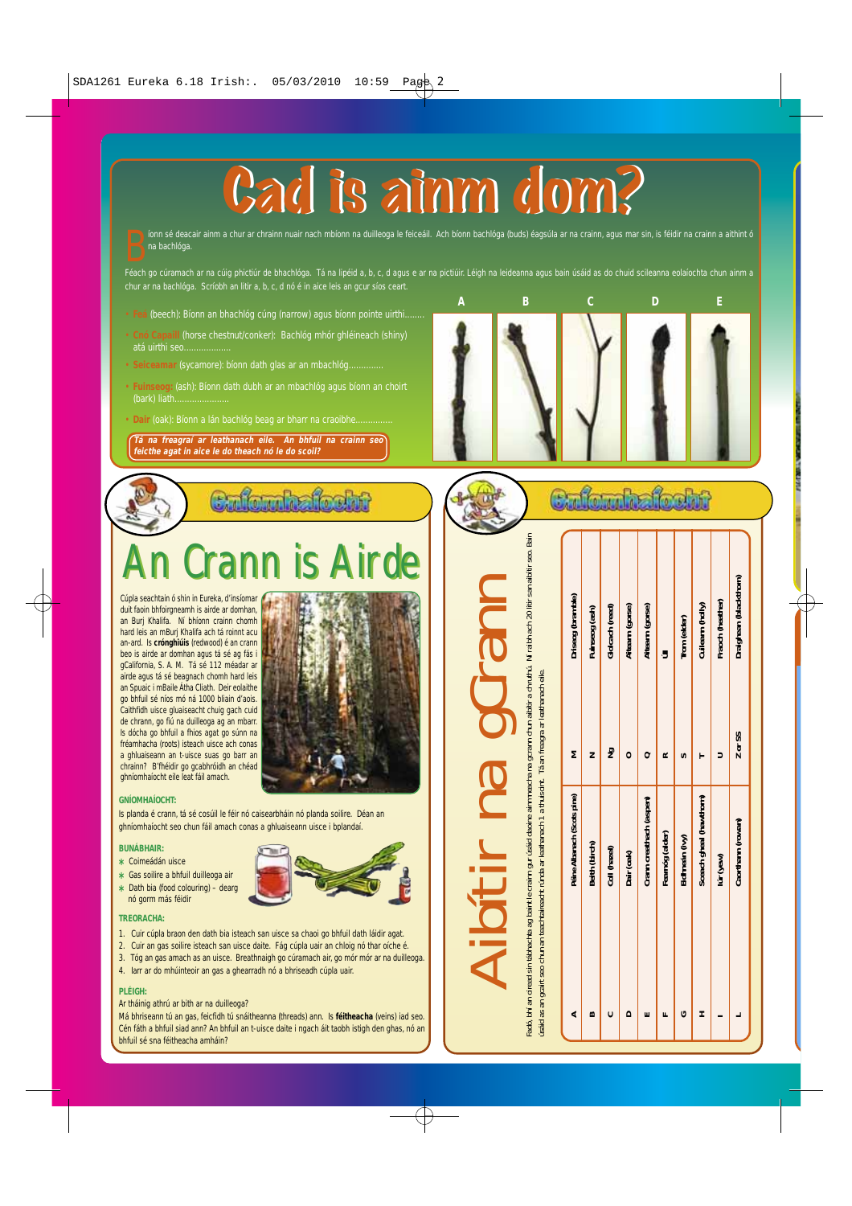# Cad is ainm dom?

Bíonn sé deacair ainm a chur ar chrainn nuair nach mbíonn na duilleoga le feiceáil. Ach bíonn bachlóga (buds) éagsúla ar na crainn, agus mar sin, is féidir na crainn a aithint ó na bachlóga.

Féach go cúramach ar na cúig phictiúr de bhachlóga. Tá na lipéid a, b, c, d agus e ar na pictiúir. Léigh na leideanna agus bain úsáid as do chuid scileanna eolaíochta chun ainm a chur ar na bachlóga. Scríobh an litir a, b, c, d nó é in aice leis an gcur síos ceart.

- **Feá** (beech): Bíonn an bhachlóg cúng (narrow) agus bíonn pointe uirthi........
- **Cnó Capaill** (horse chestnut/conker): Bachlóg mhór ghléineach (shiny) atá uirthi seo..................
- **Seiceamar** (sycamore): bíonn dath glas ar an mbachlóg.............
- **Fuinseog** (ash): Bíonn dath dubh ar an mbachlóg agus bíonn an choirt (bark) liath......................
- **Dair** (oak): Bíonn a lán bachlóg beag ar bharr na craoibhe..............

***Tá na freagraí ar leathanach eile. An bhfuil na crainn seo feicthe agat in aice le do theach nó le do scoil?***

A B C D E

## Gníomhaíocht

# An Crann is Airde

Cúpla seachtain ó shin in Eureka, d'insíomar duit faoin bhfoirgneamh is airde ar domhan, an Burj Khalifa. Ní bhíonn crainn chomh hard leis an mBurj Khalifa ach tá roinnt acu an-ard. Is **crónghiúis** (redwood) é an crann beo is airde ar domhan agus tá sé ag fás i gCalifornia, S. A. M. Tá sé 112 méadar ar airde agus tá sé beagnach chomh hard leis an Spuaic i mBaile Átha Cliath. Deir eolaithe go bhfuil sé níos mó ná 1000 bliain d'aois. Caithfidh uisce gluaiseacht chuig gach cuid de chrann, go fiú na duilleoga ag an mbarr. Is dócha go bhfuil a fhios agat go súnn na fréamhacha (roots) isteach uisce ach conas a ghluaiseann an t-uisce suas go barr an chrainn? B'fhéidir go gcabhróidh an chéad ghníomhaíocht eile leat fáil amach.

**GNÍOMHAÍOCHT:**

Is planda é crann, tá sé cosúil le féir nó caisearbháin nó planda soilire. Déan an ghníomhaíocht seo chun fáil amach conas a ghluaiseann uisce i bplandaí.

**BUNÁBHAIR:**

- Coimeádán uisce
- Gas soilire a bhfuil duilleoga air
- Dath bia (food colouring) – dearg nó gorm más féidir

**TREORACHA:**

1. Cuir cúpla braon den dath bia isteach san uisce sa chaoi go bhfuil dath láidir agat.
2. Cuir an gas soilire isteach san uisce daite. Fág cúpla uair an chloig nó thar oíche é.
3. Tóg an gas amach as an uisce. Breathnaigh go cúramach air, go mór mór ar na duilleoga.
4. Iarr ar do mhúinteoir an gas a ghearradh nó a bhriseadh cúpla uair.

**PLÉIGH:**

Ar tháinig athrú ar bith ar na duilleoga?

Má bhriseann tú an gas, feicfidh tú snáitheanna (threads) ann. Is **féitheacha** (veins) iad seo. Cén fáth a bhfuil siad ann? An bhfuil an t-uisce daite i ngach áit taobh istigh den ghas, nó an bhfuil sé sna féitheacha amháin?

## Gníomhaíocht

# Aibítir na gCrann

Fadó, bhí an dream sin láidreachta ag baint le crainn gur úsáid daoine ainmneacha na gcrann chun aibítir a chruthú. Ní raibh ach 20 litir san aibítir seo. Bain úsáid as an gcairt seo chun an teachtaireacht rúnda ar leathanach 1 a thuiscint. Tá an freagra ar leathanach eile.

| | | | |
|---|---|---|---|
| A | Péine Albanach (Scots pine) | M | Dris (bramble) |
| B | Beith (birch) | N | Fuinseog (ash) |
| C | Coll (hazel) | Ng | Giolcach (reed) |
| D | Dair (oak) | O | Aiteann (gorse) |
| E | Crann creathach (aspen) | Q | Aiteann (gorse) |
| F | Fearnóg (alder) | R | Ull |
| G | Eidhneán (ivy) | S | Trom (elder) |
| H | Sceach gheal (hawthorn) | T | Cuileann (holly) |
| I | Iúr (yew) | U | Fraoch (heather) |
| L | Caorthann (rowan) | Z or SS | Draighean (blackthorn) |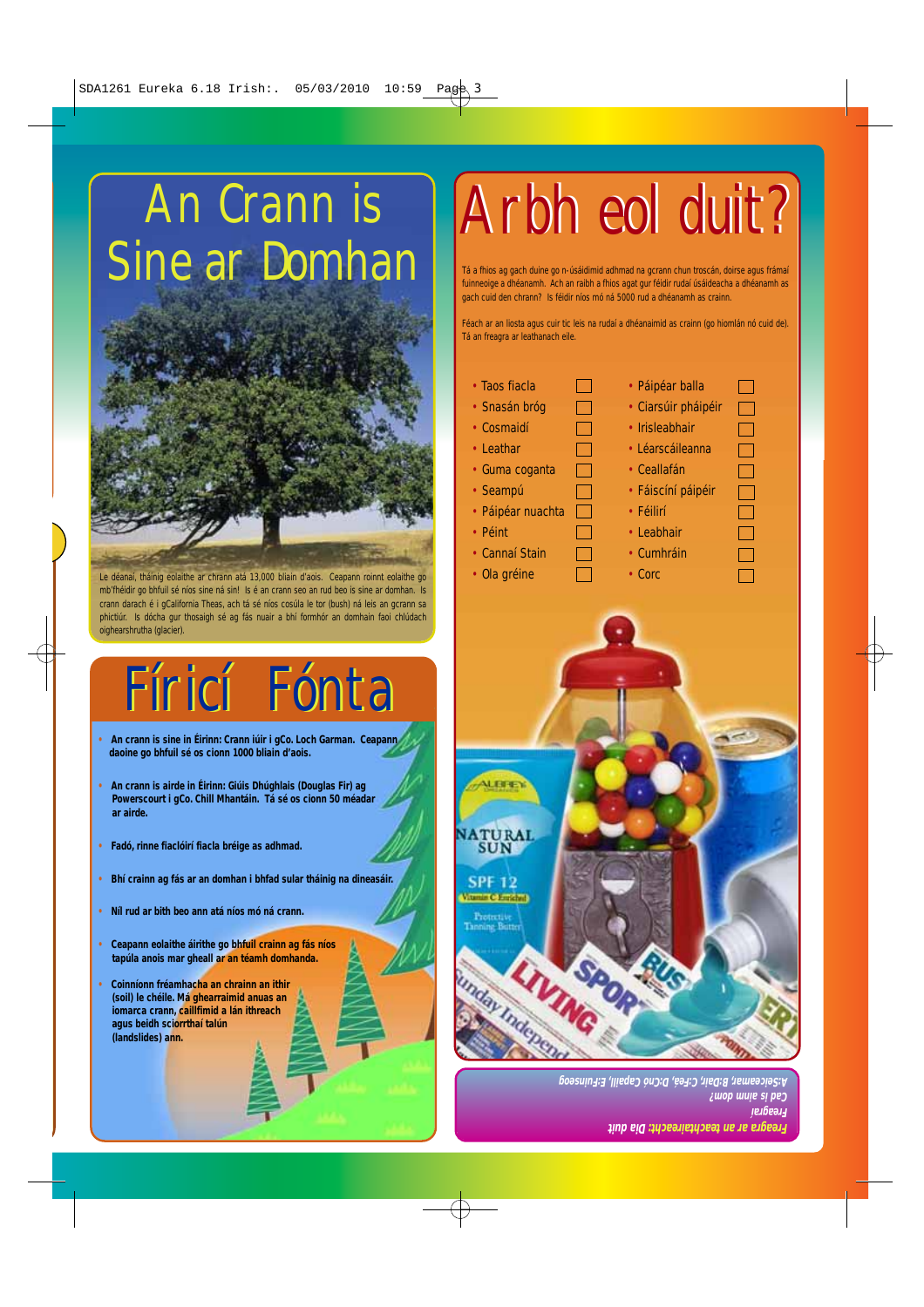# An Crann is Sine ar Domhan

Le déanaí, tháinig eolaithe ar chrann atá 13,000 bliain d'aois. Ceapann roinnt eolaithe go mb'fhéidir go bhfuil sé níos sine ná sin! Is é an crann seo an rud beo is sine ar domhan. Is crann darach é i gCalifornia Theas, ach tá sé níos cosúla le tor (bush) ná leis an gcrann sa phictiúr. Is dócha gur thosaigh sé ag fás nuair a bhí formhór an domhain faoi chlúdach oighearshrutha (glacier).

# Fíricí Fónta

- **An crann is sine in Éirinn: Crann iúir i gCo. Loch Garman. Ceapann daoine go bhfuil sé os cionn 1000 bliain d'aois.**
- **An crann is airde in Éirinn: Giúis Dhúghlais (Douglas Fir) ag Powerscourt i gCo. Chill Mhantáin. Tá sé os cionn 50 méadar ar airde.**
- **Fadó, rinne fiaclóirí fiacla bréige as adhmad.**
- **Bhí crainn ag fás ar an domhan i bhfad sular tháinig na dineasáir.**
- **Níl rud ar bith beo ann atá níos mó ná crann.**
- **Ceapann eolaithe áirithe go bhfuil crainn ag fás níos tapúla anois mar gheall ar an téamh domhanda.**
- **Coinníonn fréamhacha an chrainn an ithir (soil) le chéile. Má ghearraimid anuas an iomarca crann, caillfimid a lán ithreach agus beidh sciorrthaí talún (landslides) ann.**

# Arbh eol duit?

Tá a fhios ag gach duine go n-úsáidimid adhmad na gcrann chun troscán, doirse agus frámaí fuinneoige a dhéanamh. Ach an raibh a fhios agat gur féidir rudaí úsáideacha a dhéanamh as gach cuid den chrann? Is féidir níos mó ná 5000 rud a dhéanamh as crainn.

Féach ar an liosta agus cuir tic leis na rudaí a dhéanaimid as crainn (go hiomlán nó cuid de). Tá an freagra ar leathanach eile.

- Taos fiacla ☐
- Snasán bróg ☐
- Cosmaidí ☐
- Leathar ☐
- Guma coganta ☐
- Seampú ☐
- Páipéar nuachta ☐
- Péint ☐
- Cannaí Stain ☐
- Ola gréine ☐
- Páipéar balla ☐
- Ciarsúir pháipéir ☐
- Irisleabhair ☐
- Léarscáileanna ☐
- Ceallafán ☐
- Fáiscíní páipéir ☐
- Féilirí ☐
- Leabhair ☐
- Cumhráin ☐
- Corc ☐

*Freagra ar an teachtaireacht: Dia duit*
*Freagraí*
*Cad is ainm duit?*
*A:Seiceamar, B:Dair, C:Fea, D:Cnó Capaill, E:Fuinseog*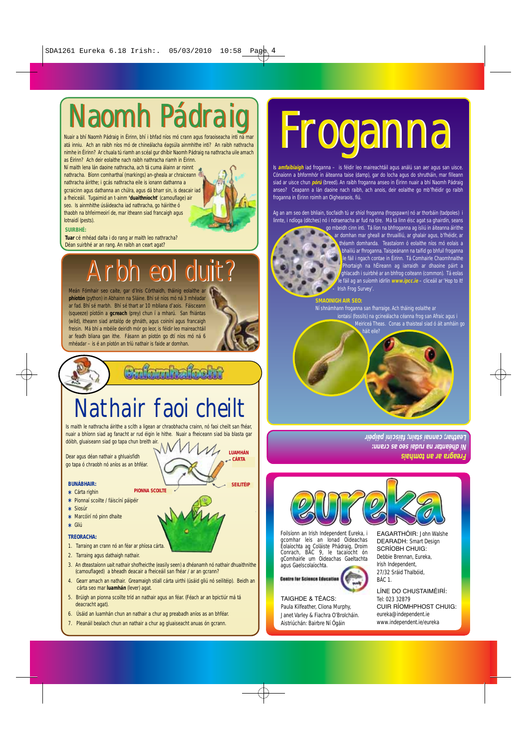# Naomh Pádraig

Nuair a bhí Naomh Pádraig in Éirinn, bhí i bhfad níos mó crann agus foraoiseacha inti ná mar atá inniu. Ach an raibh níos mó de chineálacha éagsúla ainmhithe inti? An raibh nathracha nimhe in Éirinn? Ar chuala tú riamh an scéal gur dhíbir Naomh Pádraig na nathracha uile amach as Éirinn? Ach deir eolaithe nach raibh nathracha riamh in Éirinn.

Ní maith lena lán daoine nathracha, ach tá cuma álainn ar roinnt nathracha. Bíonn comharthaí (markings) an-gheala ar chraiceann nathracha áirithe; i gcás nathracha eile is ionann dathanna a gcraicinn agus dathanna an chúlra, agus dá bharr sin, is deacair iad a fheiceáil. Tugaimid an t-ainm **'duaithníocht'** (camouflage) air seo. Is ainmhithe úsáideacha iad nathracha, go háirithe ó thaobh na bhfeirmeoirí de, mar itheann siad francaigh agus lotnaidí (pests).

**SUIRBHÉ:**

**Tuar** cé mhéad dalta i do rang ar maith leo nathracha? Déan suirbhé ar an rang. An raibh an ceart agat?

# Arbh eol duit?

Meán Fómhair seo caite, gar d'Inis Córthaidh, tháinig eolaithe ar **phíotón** (python) in Abhainn na Sláine. Bhí sé níos mó ná 3 mhéadar ar fad. Bhí sé marbh. Bhí sé thart ar 10 mbliana d'aois. Fáisceann (squeeze) píotóin a **gcreach** (prey) chun í a mharú. San fhiántas (wild), itheann siad antalóp de ghnáth, agus coiníní agus francaigh freisin. Má bhí a mbéile deiridh mór go leor, is féidir leo maireachtáil ar feadh bliana gan ithe. Fásann an píotón go dtí níos mó ná 6 mhéadar – is é an píotón an tríú nathair is faide ar domhan.

## Gníomhaíocht

# Nathair faoi cheilt

Is maith le nathracha áirithe a scíth a ligean ar chraobhacha crainn, nó faoi cheilt san fhéar, nuair a bhíonn siad ag fanacht ar rud éigin le hithe. Nuair a fheiceann siad bia blasta gar dóibh, gluaiseann siad go tapa chun breith air.

Dear agus déan nathair a ghluaisfidh go tapa ó chraobh nó aníos as an bhféar.

LUAMHÁN CÁRTA

SEILITÉIP

PIONNA SCOILTE

**BUNÁBHAIR:**

- Cárta righin
- Pionnaí scoilte / fáiscíní páipéir
- Siosúr
- Marcóirí nó pinn dhaite
- Gliú

**TREORACHA:**

1. Tarraing an crann nó an féar ar phíosa cárta.
2. Tarraing agus dathaigh nathair.
3. An dteastaíonn uait nathair shofheicthe (easily seen) a dhéanamh nó nathair dhuaithnithe (camouflaged) a bheadh deacair a fheiceáil san fhéar / ar an gcrann?
4. Gearr amach an nathair. Greamaigh stiall cárta uirthi (úsáid gliú nó seilitéip). Beidh an cárta seo mar **luamhán** (lever) agat.
5. Brúigh an pionna scoilte tríd an nathair agus an féar. (Féach ar an bpictiúr má tá deacracht agat).
6. Úsáid an luamhán chun an nathair a chur ag preabadh aníos as an bhféar.
7. Pleanáil bealach chun an nathair a chur ag gluaiseacht anuas ón gcrann.

# Froganna

Is ***amfaibiaigh*** iad froganna – is féidir leo maireachtáil agus análú san aer agus san uisce. Cónaíonn a bhformhór in áiteanna taise (damp), gar do locha agus do shrutháin, mar filleann siad ar uisce chun ***pórú*** (breed). An raibh froganna anseo in Éirinn nuair a bhí Naomh Pádraig anseo? Ceapann a lán daoine nach raibh, ach anois, deir eolaithe go mb'fhéidir go raibh froganna in Éirinn roimh an Oighearaois, fiú.

Ag an am seo den bhliain, tiocfaidh tú ar shíol froganna (frogspawn) nó ar thorbáin (tadpoles) i linnte, i ndíoga (ditches) nó i ndraenacha ar fud na tíre. Má tá linn éisc agat sa ghairdín, seans go mbeidh cinn inti. Tá líon na bhfroganna ag ísliú in áiteanna áirithe ar domhan mar gheall ar thruailliú, ar ghalair agus, b'fhéidir, ar théamh domhanda. Teastaíonn ó eolaithe níos mó eolais a bhailiú ar fhroganna. Taispeánann na taifid go bhfuil froganna le fáil i ngach contae in Éirinn. Tá Comhairle Chaomhnaithe Phortaigh na hÉireann ag iarraidh ar dhaoine páirt a ghlacadh i suirbhé ar an bhfrog coiteann (common). Tá eolas le fáil ag an suíomh idirlín ***www.ipcc.ie*** – cliceáil ar 'Hop to It! - Irish Frog Survey'.

**SMAOINIGH AIR SEO:**

Ní shnámhann froganna san fharraige. Ach tháinig eolaithe ar iontaisí (fossils) na gcineálacha céanna frog san Afraic agus i Meiriceá Theas. Conas a thaistealaíonn siad ó áit amháin go háit eile?

*Freagra ar an tomhais*

*Ní dhéantar na rudaí seo as crann:*

*Leathar; cannaí stáin; fáiscíní páipéir*

# eureka

Foilsíonn an Irish Independent Eureka, i gcomhar leis an Ionad Oideachas Eolaíochta ag Coláiste Phádraig, Droim Conrach, BÁC 9, le tacaíocht ón gComhairle um Oideachas Gaeltachta agus Gaelscolaíochta.

Centre for Science Education

TAIGHDE & TÉACS:
Paula Kilfeather, Clíona Murphy, Janet Varley & Fiachra O'Brolcháin.
Aistriúchán: Bairbre Ní Ógáin

EAGARTHÓIR: John Walshe
DEARADH: Smart Design
SCRÍOBH CHUIG:
Debbie Brennan, Eureka,
Irish Independent,
27/32 Sráid Thalbóid,
BÁC 1.

LÍNE DO CHUSTAIMÉIRÍ:
Tel: 023 32879
CUIR RÍOMHPHOST CHUIG:
eureka@independent.ie
www.independent.ie/eureka